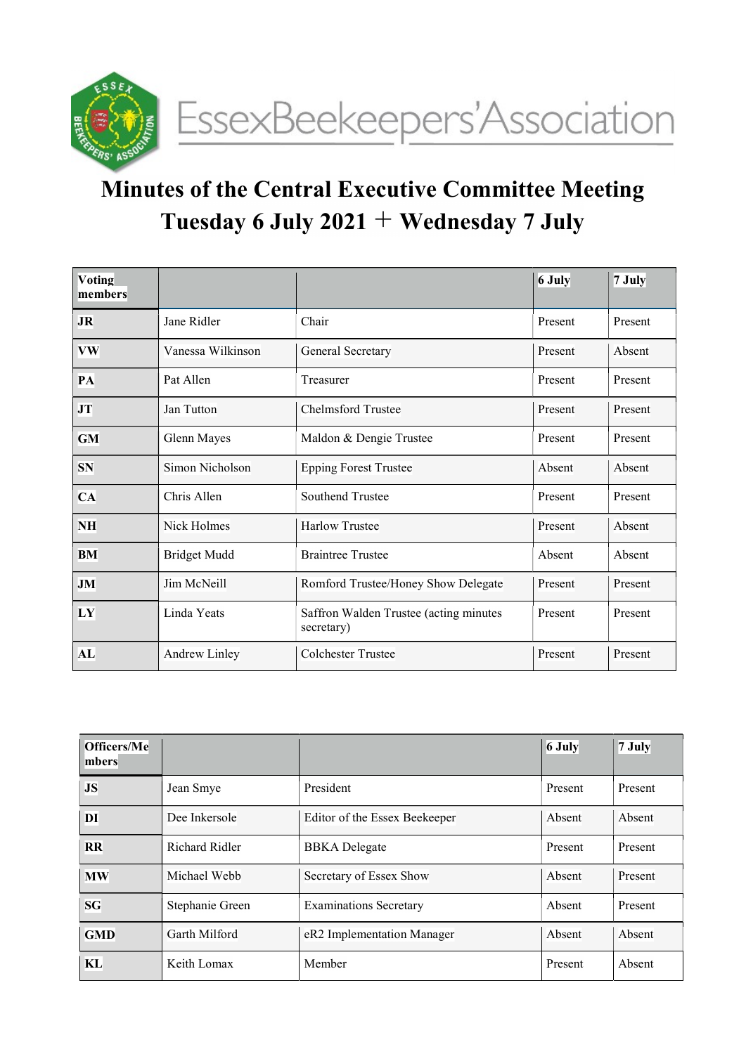EssexBeekeepers'Association

# Minutes of the Central Executive Committee Meeting
# Tuesday 6 July 2021 + Wednesday 7 July

| Voting members | | | 6 July | 7 July |
|---|---|---|---|---|
| JR | Jane Ridler | Chair | Present | Present |
| VW | Vanessa Wilkinson | General Secretary | Present | Absent |
| PA | Pat Allen | Treasurer | Present | Present |
| JT | Jan Tutton | Chelmsford Trustee | Present | Present |
| GM | Glenn Mayes | Maldon & Dengie Trustee | Present | Present |
| SN | Simon Nicholson | Epping Forest Trustee | Absent | Absent |
| CA | Chris Allen | Southend Trustee | Present | Present |
| NH | Nick Holmes | Harlow Trustee | Present | Absent |
| BM | Bridget Mudd | Braintree Trustee | Absent | Absent |
| JM | Jim McNeill | Romford Trustee/Honey Show Delegate | Present | Present |
| LY | Linda Yeats | Saffron Walden Trustee (acting minutes secretary) | Present | Present |
| AL | Andrew Linley | Colchester Trustee | Present | Present |

| Officers/Members | | | 6 July | 7 July |
|---|---|---|---|---|
| JS | Jean Smye | President | Present | Present |
| DI | Dee Inkersole | Editor of the Essex Beekeeper | Absent | Absent |
| RR | Richard Ridler | BBKA Delegate | Present | Present |
| MW | Michael Webb | Secretary of Essex Show | Absent | Present |
| SG | Stephanie Green | Examinations Secretary | Absent | Present |
| GMD | Garth Milford | eR2 Implementation Manager | Absent | Absent |
| KL | Keith Lomax | Member | Present | Absent |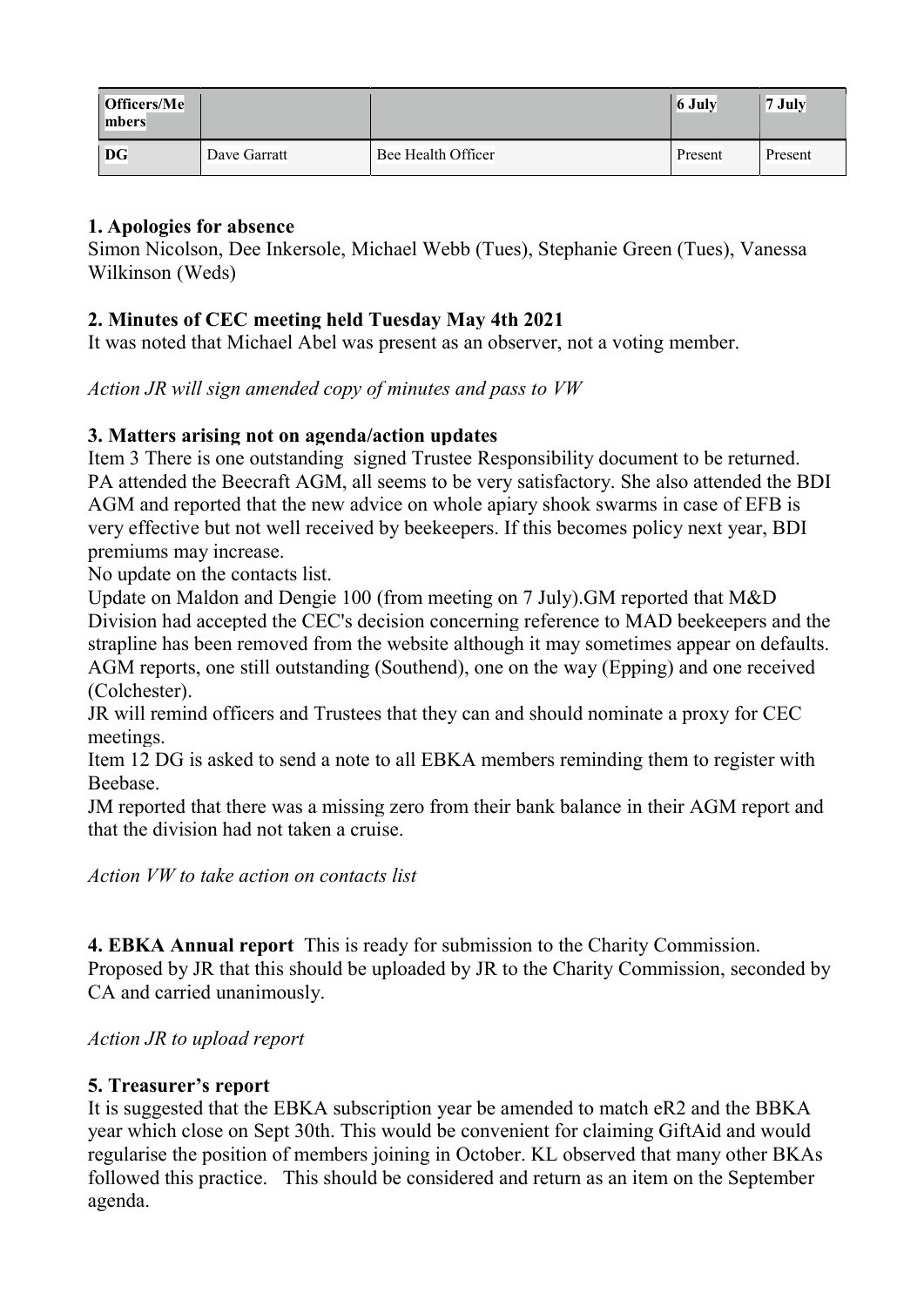| Officers/Members | | | 6 July | 7 July |
|---|---|---|---|---|
| DG | Dave Garratt | Bee Health Officer | Present | Present |

**1. Apologies for absence**
Simon Nicolson, Dee Inkersole, Michael Webb (Tues), Stephanie Green (Tues), Vanessa Wilkinson (Weds)

**2. Minutes of CEC meeting held Tuesday May 4th 2021**
It was noted that Michael Abel was present as an observer, not a voting member.

*Action JR will sign amended copy of minutes and pass to VW*

**3. Matters arising not on agenda/action updates**
Item 3 There is one outstanding signed Trustee Responsibility document to be returned.
PA attended the Beecraft AGM, all seems to be very satisfactory. She also attended the BDI AGM and reported that the new advice on whole apiary shook swarms in case of EFB is very effective but not well received by beekeepers. If this becomes policy next year, BDI premiums may increase.
No update on the contacts list.
Update on Maldon and Dengie 100 (from meeting on 7 July).GM reported that M&D Division had accepted the CEC's decision concerning reference to MAD beekeepers and the strapline has been removed from the website although it may sometimes appear on defaults.
AGM reports, one still outstanding (Southend), one on the way (Epping) and one received (Colchester).
JR will remind officers and Trustees that they can and should nominate a proxy for CEC meetings.
Item 12 DG is asked to send a note to all EBKA members reminding them to register with Beebase.
JM reported that there was a missing zero from their bank balance in their AGM report and that the division had not taken a cruise.

*Action VW to take action on contacts list*

**4. EBKA Annual report** This is ready for submission to the Charity Commission. Proposed by JR that this should be uploaded by JR to the Charity Commission, seconded by CA and carried unanimously.

*Action JR to upload report*

**5. Treasurer's report**
It is suggested that the EBKA subscription year be amended to match eR2 and the BBKA year which close on Sept 30th. This would be convenient for claiming GiftAid and would regularise the position of members joining in October. KL observed that many other BKAs followed this practice. This should be considered and return as an item on the September agenda.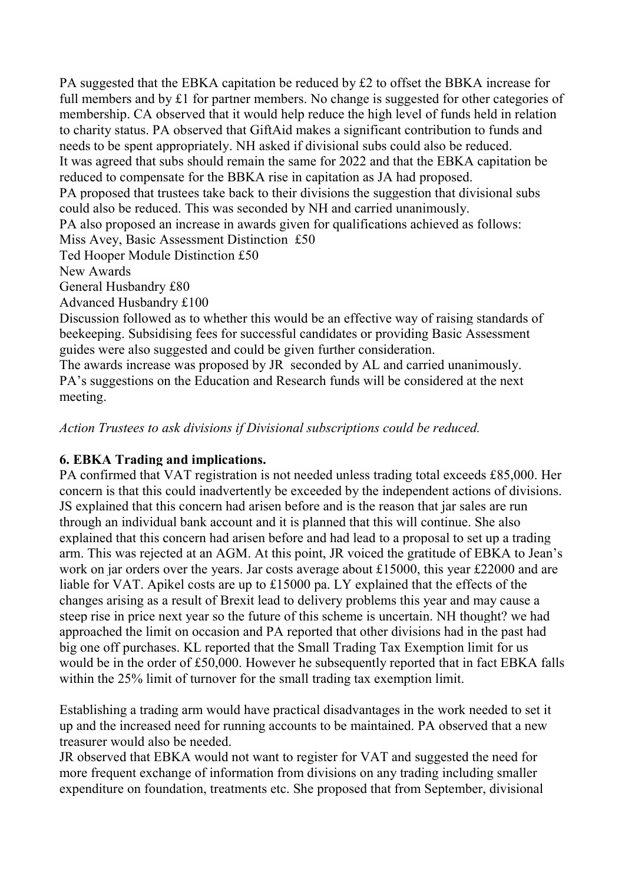PA suggested that the EBKA capitation be reduced by £2 to offset the BBKA increase for full members and by £1 for partner members. No change is suggested for other categories of membership. CA observed that it would help reduce the high level of funds held in relation to charity status. PA observed that GiftAid makes a significant contribution to funds and needs to be spent appropriately. NH asked if divisional subs could also be reduced.
It was agreed that subs should remain the same for 2022 and that the EBKA capitation be reduced to compensate for the BBKA rise in capitation as JA had proposed.
PA proposed that trustees take back to their divisions the suggestion that divisional subs could also be reduced. This was seconded by NH and carried unanimously.
PA also proposed an increase in awards given for qualifications achieved as follows:
Miss Avey, Basic Assessment Distinction £50
Ted Hooper Module Distinction £50
New Awards
General Husbandry £80
Advanced Husbandry £100
Discussion followed as to whether this would be an effective way of raising standards of beekeeping. Subsidising fees for successful candidates or providing Basic Assessment guides were also suggested and could be given further consideration.
The awards increase was proposed by JR seconded by AL and carried unanimously.
PA's suggestions on the Education and Research funds will be considered at the next meeting.

*Action Trustees to ask divisions if Divisional subscriptions could be reduced.*

**6. EBKA Trading and implications.**
PA confirmed that VAT registration is not needed unless trading total exceeds £85,000. Her concern is that this could inadvertently be exceeded by the independent actions of divisions. JS explained that this concern had arisen before and is the reason that jar sales are run through an individual bank account and it is planned that this will continue. She also explained that this concern had arisen before and had lead to a proposal to set up a trading arm. This was rejected at an AGM. At this point, JR voiced the gratitude of EBKA to Jean's work on jar orders over the years. Jar costs average about £15000, this year £22000 and are liable for VAT. Apikel costs are up to £15000 pa. LY explained that the effects of the changes arising as a result of Brexit lead to delivery problems this year and may cause a steep rise in price next year so the future of this scheme is uncertain. NH thought? we had approached the limit on occasion and PA reported that other divisions had in the past had big one off purchases. KL reported that the Small Trading Tax Exemption limit for us would be in the order of £50,000. However he subsequently reported that in fact EBKA falls within the 25% limit of turnover for the small trading tax exemption limit.

Establishing a trading arm would have practical disadvantages in the work needed to set it up and the increased need for running accounts to be maintained. PA observed that a new treasurer would also be needed.
JR observed that EBKA would not want to register for VAT and suggested the need for more frequent exchange of information from divisions on any trading including smaller expenditure on foundation, treatments etc. She proposed that from September, divisional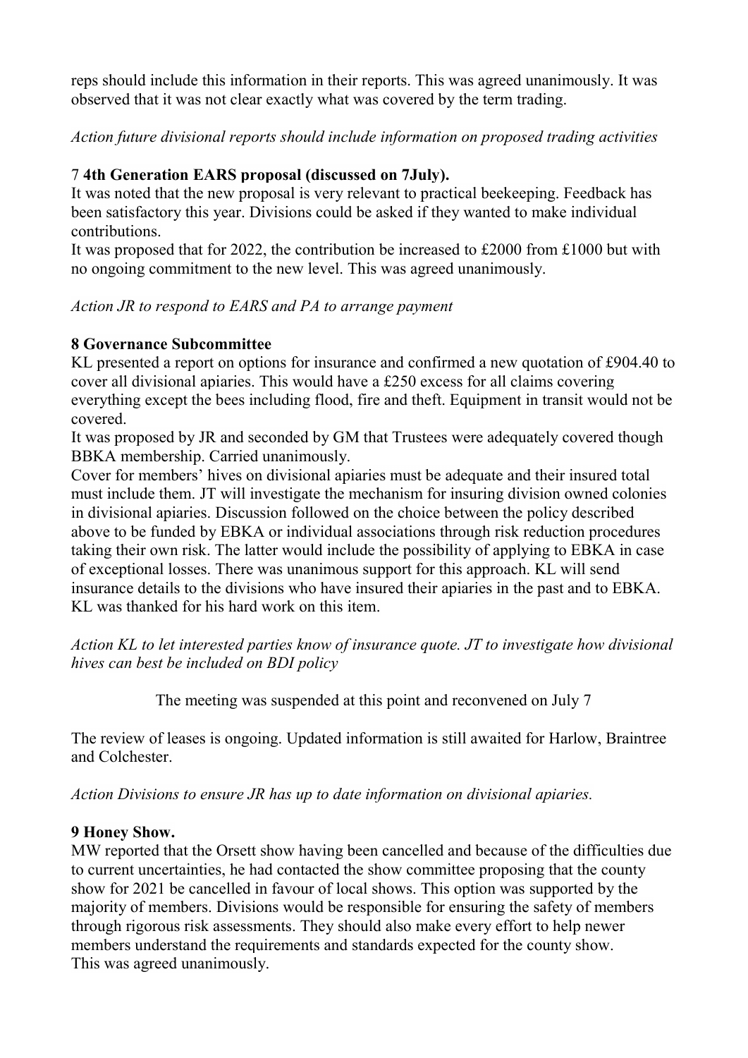reps should include this information in their reports. This was agreed unanimously. It was observed that it was not clear exactly what was covered by the term trading.

*Action future divisional reports should include information on proposed trading activities*

7 **4th Generation EARS proposal (discussed on 7July).**

It was noted that the new proposal is very relevant to practical beekeeping. Feedback has been satisfactory this year. Divisions could be asked if they wanted to make individual contributions.

It was proposed that for 2022, the contribution be increased to £2000 from £1000 but with no ongoing commitment to the new level. This was agreed unanimously.

*Action JR to respond to EARS and PA to arrange payment*

**8 Governance Subcommittee**

KL presented a report on options for insurance and confirmed a new quotation of £904.40 to cover all divisional apiaries. This would have a £250 excess for all claims covering everything except the bees including flood, fire and theft. Equipment in transit would not be covered.

It was proposed by JR and seconded by GM that Trustees were adequately covered though BBKA membership. Carried unanimously.

Cover for members' hives on divisional apiaries must be adequate and their insured total must include them. JT will investigate the mechanism for insuring division owned colonies in divisional apiaries. Discussion followed on the choice between the policy described above to be funded by EBKA or individual associations through risk reduction procedures taking their own risk. The latter would include the possibility of applying to EBKA in case of exceptional losses. There was unanimous support for this approach. KL will send insurance details to the divisions who have insured their apiaries in the past and to EBKA. KL was thanked for his hard work on this item.

*Action KL to let interested parties know of insurance quote. JT to investigate how divisional hives can best be included on BDI policy*

The meeting was suspended at this point and reconvened on July 7

The review of leases is ongoing. Updated information is still awaited for Harlow, Braintree and Colchester.

*Action Divisions to ensure JR has up to date information on divisional apiaries.*

**9 Honey Show.**

MW reported that the Orsett show having been cancelled and because of the difficulties due to current uncertainties, he had contacted the show committee proposing that the county show for 2021 be cancelled in favour of local shows. This option was supported by the majority of members. Divisions would be responsible for ensuring the safety of members through rigorous risk assessments. They should also make every effort to help newer members understand the requirements and standards expected for the county show.

This was agreed unanimously.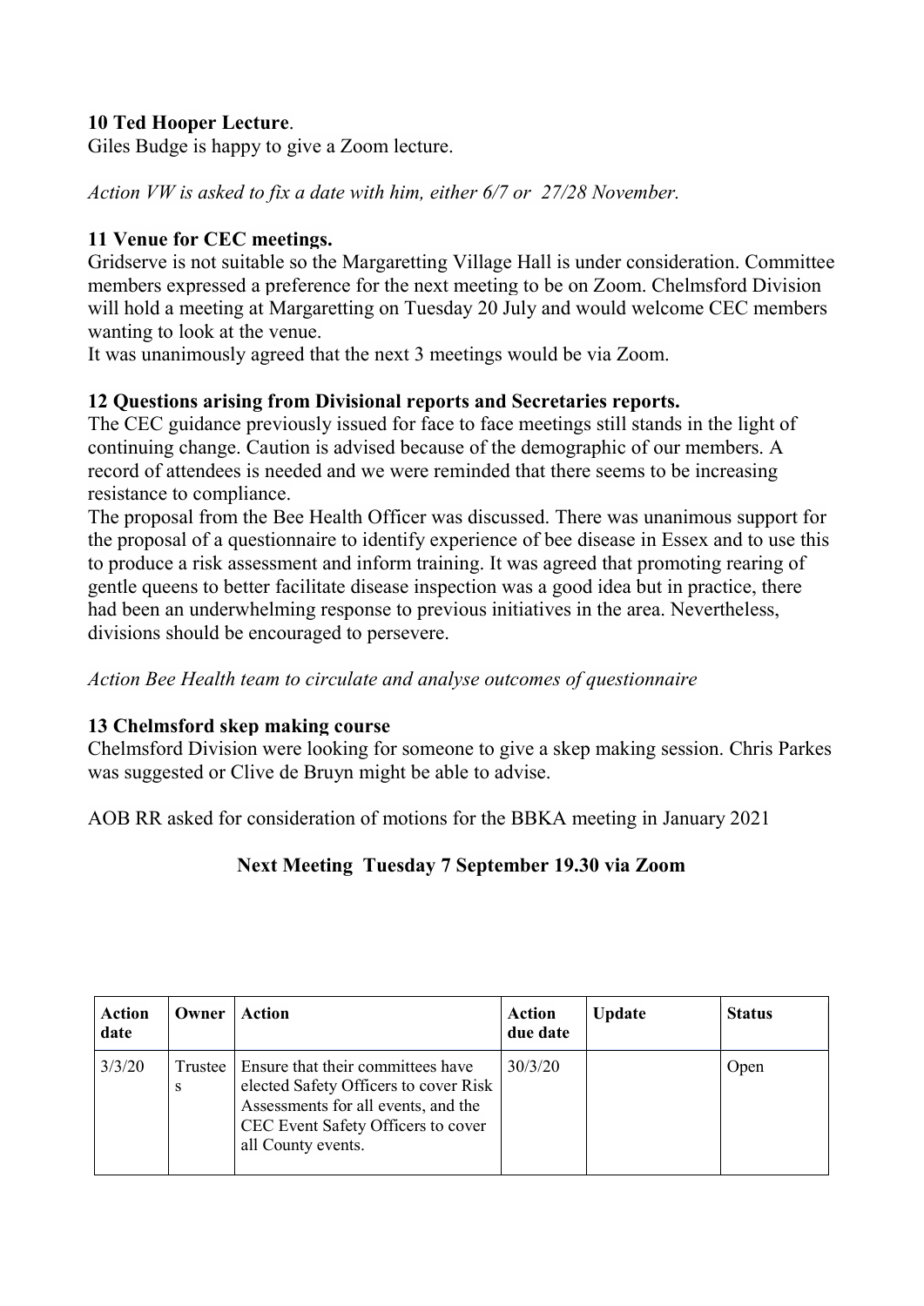**10 Ted Hooper Lecture**.

Giles Budge is happy to give a Zoom lecture.

*Action VW is asked to fix a date with him, either 6/7 or 27/28 November.*

**11 Venue for CEC meetings.**

Gridserve is not suitable so the Margaretting Village Hall is under consideration. Committee members expressed a preference for the next meeting to be on Zoom. Chelmsford Division will hold a meeting at Margaretting on Tuesday 20 July and would welcome CEC members wanting to look at the venue.

It was unanimously agreed that the next 3 meetings would be via Zoom.

**12 Questions arising from Divisional reports and Secretaries reports.**

The CEC guidance previously issued for face to face meetings still stands in the light of continuing change. Caution is advised because of the demographic of our members. A record of attendees is needed and we were reminded that there seems to be increasing resistance to compliance.

The proposal from the Bee Health Officer was discussed. There was unanimous support for the proposal of a questionnaire to identify experience of bee disease in Essex and to use this to produce a risk assessment and inform training. It was agreed that promoting rearing of gentle queens to better facilitate disease inspection was a good idea but in practice, there had been an underwhelming response to previous initiatives in the area. Nevertheless, divisions should be encouraged to persevere.

*Action Bee Health team to circulate and analyse outcomes of questionnaire*

**13 Chelmsford skep making course**

Chelmsford Division were looking for someone to give a skep making session. Chris Parkes was suggested or Clive de Bruyn might be able to advise.

AOB RR asked for consideration of motions for the BBKA meeting in January 2021

**Next Meeting Tuesday 7 September 19.30 via Zoom**

| Action date | Owner | Action | Action due date | Update | Status |
|---|---|---|---|---|---|
| 3/3/20 | Trustees | Ensure that their committees have elected Safety Officers to cover Risk Assessments for all events, and the CEC Event Safety Officers to cover all County events. | 30/3/20 | | Open |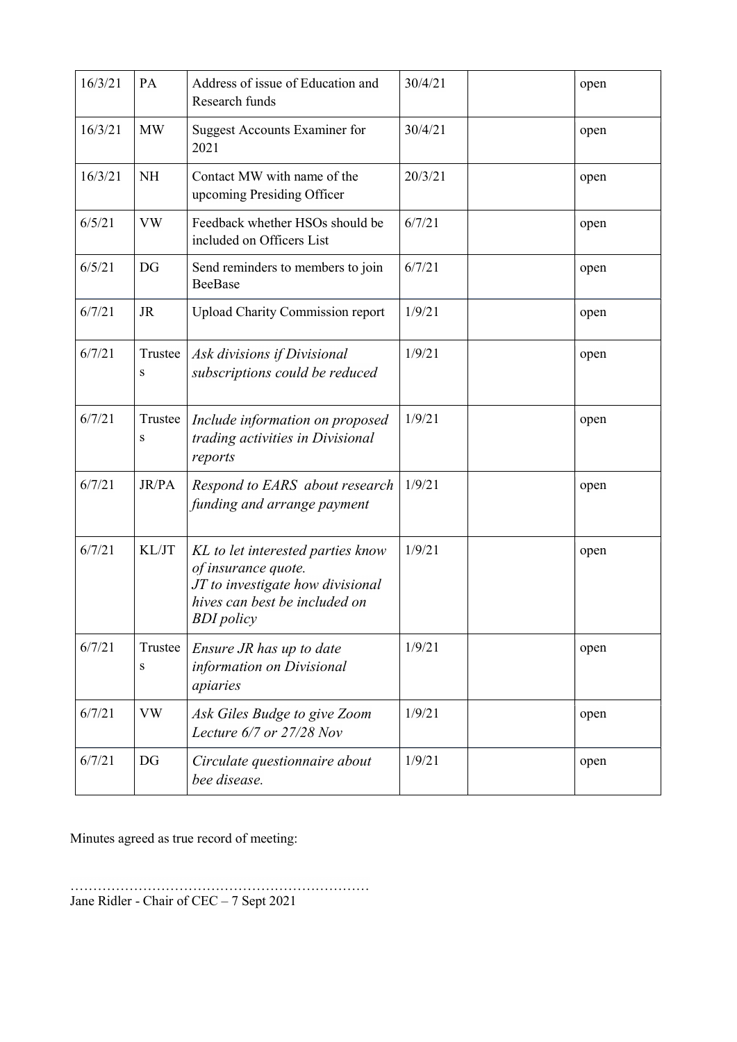| | | | | | |
|---|---|---|---|---|---|
| 16/3/21 | PA | Address of issue of Education and Research funds | 30/4/21 | | open |
| 16/3/21 | MW | Suggest Accounts Examiner for 2021 | 30/4/21 | | open |
| 16/3/21 | NH | Contact MW with name of the upcoming Presiding Officer | 20/3/21 | | open |
| 6/5/21 | VW | Feedback whether HSOs should be included on Officers List | 6/7/21 | | open |
| 6/5/21 | DG | Send reminders to members to join BeeBase | 6/7/21 | | open |
| 6/7/21 | JR | Upload Charity Commission report | 1/9/21 | | open |
| 6/7/21 | Trustees | *Ask divisions if Divisional subscriptions could be reduced* | 1/9/21 | | open |
| 6/7/21 | Trustees | *Include information on proposed trading activities in Divisional reports* | 1/9/21 | | open |
| 6/7/21 | JR/PA | *Respond to EARS about research funding and arrange payment* | 1/9/21 | | open |
| 6/7/21 | KL/JT | *KL to let interested parties know of insurance quote. JT to investigate how divisional hives can best be included on BDI policy* | 1/9/21 | | open |
| 6/7/21 | Trustees | *Ensure JR has up to date information on Divisional apiaries* | 1/9/21 | | open |
| 6/7/21 | VW | *Ask Giles Budge to give Zoom Lecture 6/7 or 27/28 Nov* | 1/9/21 | | open |
| 6/7/21 | DG | *Circulate questionnaire about bee disease.* | 1/9/21 | | open |

Minutes agreed as true record of meeting:

…………………………………………………………

Jane Ridler - Chair of CEC – 7 Sept 2021